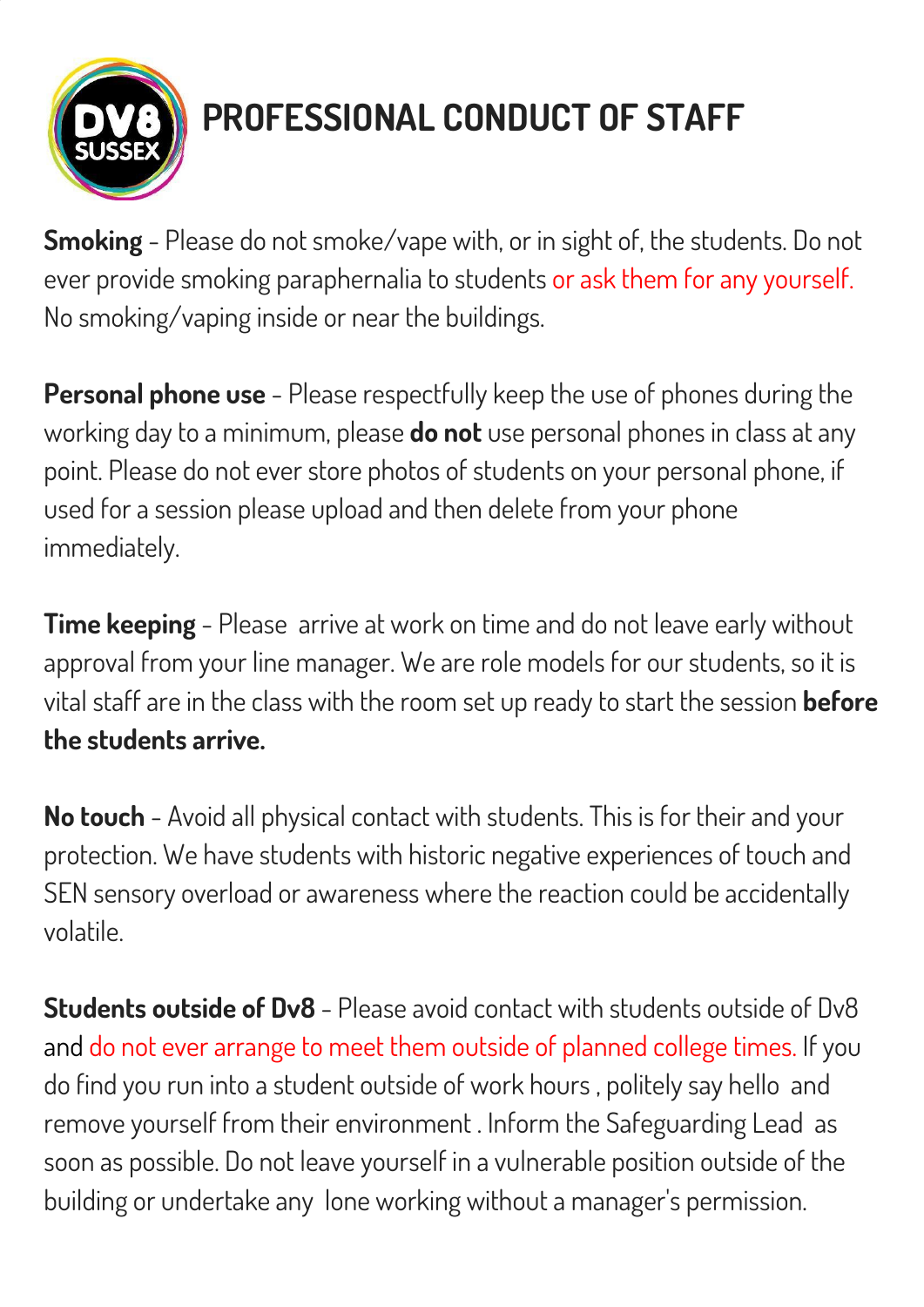# PROFESSIONAL CONDUCT OF STAFF

**Smoking** - Please do not smoke/vape with, or in sight of, the students. Do not ever provide smoking paraphernalia to students or ask them for any yourself. No smoking/vaping inside or near the buildings.

**Personal phone use** - Please respectfully keep the use of phones during the working day to a minimum, please **do not** use personal phones in class at any point. Please do not ever store photos of students on your personal phone, if used for a session please upload and then delete from your phone immediately.

**Time keeping** - Please arrive at work on time and do not leave early without approval from your line manager. We are role models for our students, so it is vital staff are in the class with the room set up ready to start the session **before the students arrive.**

**No touch** - Avoid all physical contact with students. This is for their and your protection. We have students with historic negative experiences of touch and SEN sensory overload or awareness where the reaction could be accidentally volatile.

**Students outside of Dv8** - Please avoid contact with students outside of Dv8 and do not ever arrange to meet them outside of planned college times. If you do find you run into a student outside of work hours , politely say hello and remove yourself from their environment . Inform the Safeguarding Lead as soon as possible. Do not leave yourself in a vulnerable position outside of the building or undertake any lone working without a manager's permission.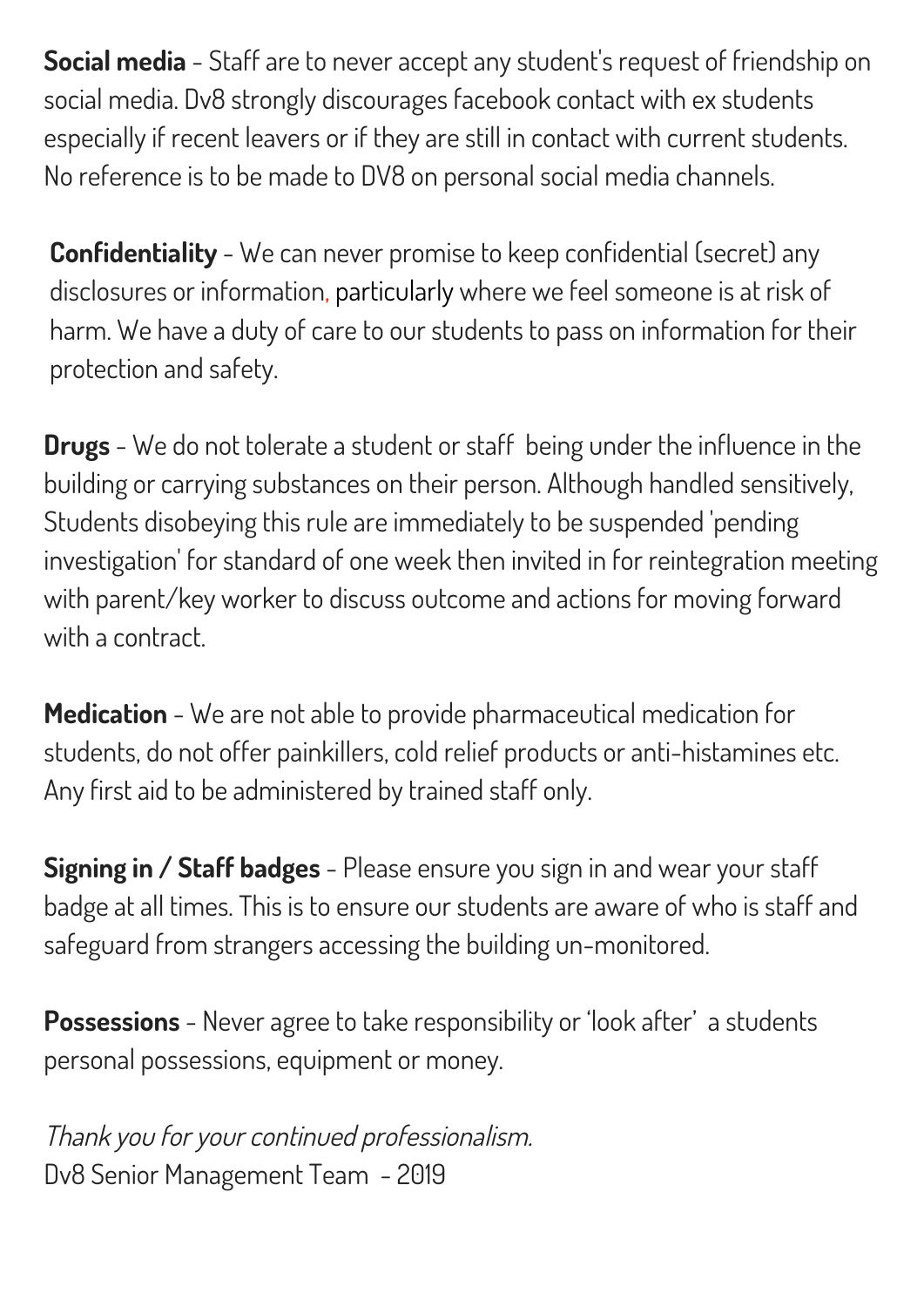**Social media** - Staff are to never accept any student's request of friendship on social media. Dv8 strongly discourages facebook contact with ex students especially if recent leavers or if they are still in contact with current students. No reference is to be made to DV8 on personal social media channels.

**Confidentiality** - We can never promise to keep confidential (secret) any disclosures or information, particularly where we feel someone is at risk of harm. We have a duty of care to our students to pass on information for their protection and safety.

**Drugs** - We do not tolerate a student or staff being under the influence in the building or carrying substances on their person. Although handled sensitively, Students disobeying this rule are immediately to be suspended 'pending investigation' for standard of one week then invited in for reintegration meeting with parent/key worker to discuss outcome and actions for moving forward with a contract.

**Medication** - We are not able to provide pharmaceutical medication for students, do not offer painkillers, cold relief products or anti-histamines etc. Any first aid to be administered by trained staff only.

**Signing in / Staff badges** - Please ensure you sign in and wear your staff badge at all times. This is to ensure our students are aware of who is staff and safeguard from strangers accessing the building un-monitored.

**Possessions** - Never agree to take responsibility or 'look after' a students personal possessions, equipment or money.

*Thank you for your continued professionalism.*
Dv8 Senior Management Team - 2019